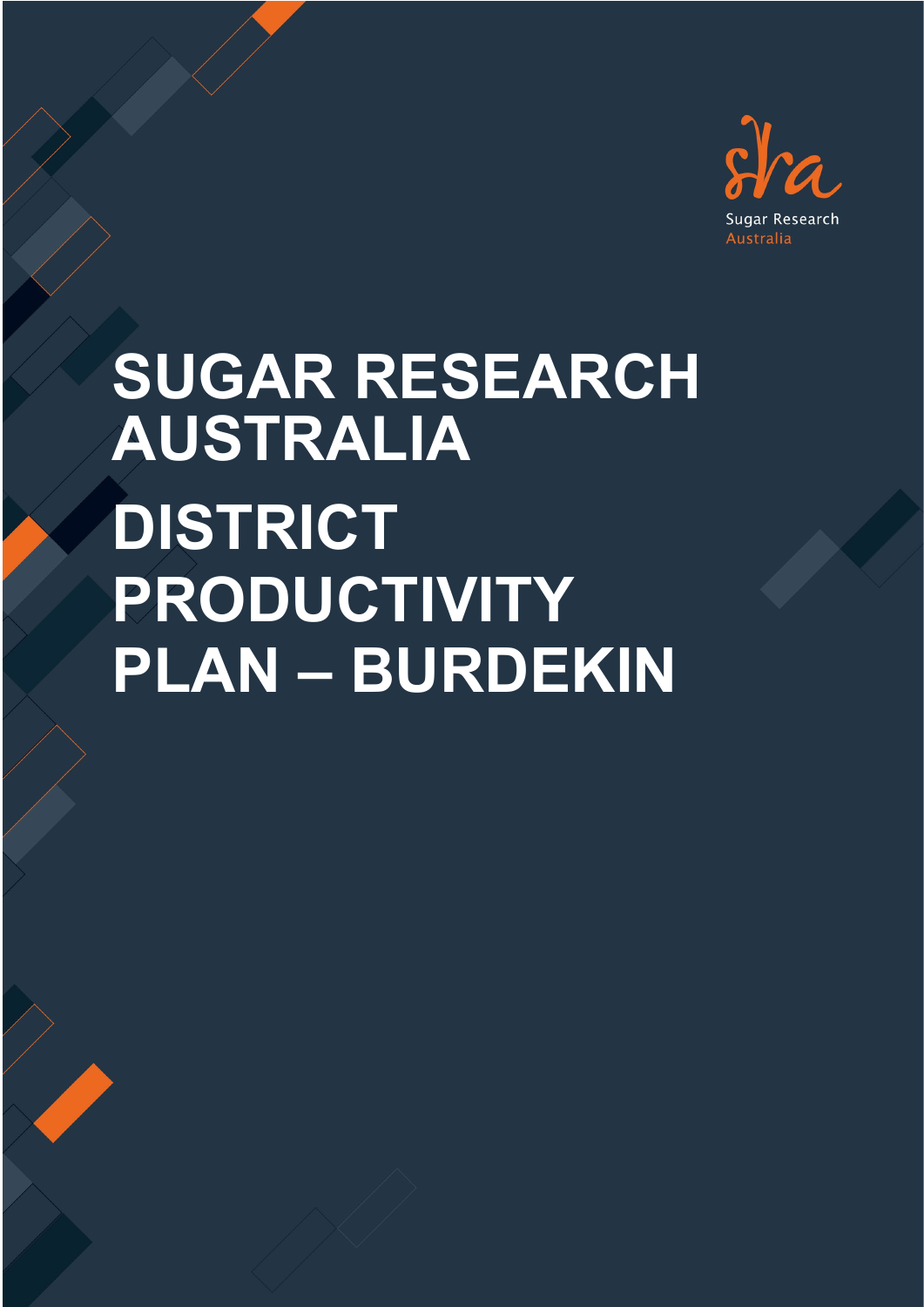Sugar Research Australia

# SUGAR RESEARCH AUSTRALIA

# DISTRICT PRODUCTIVITY PLAN – BURDEKIN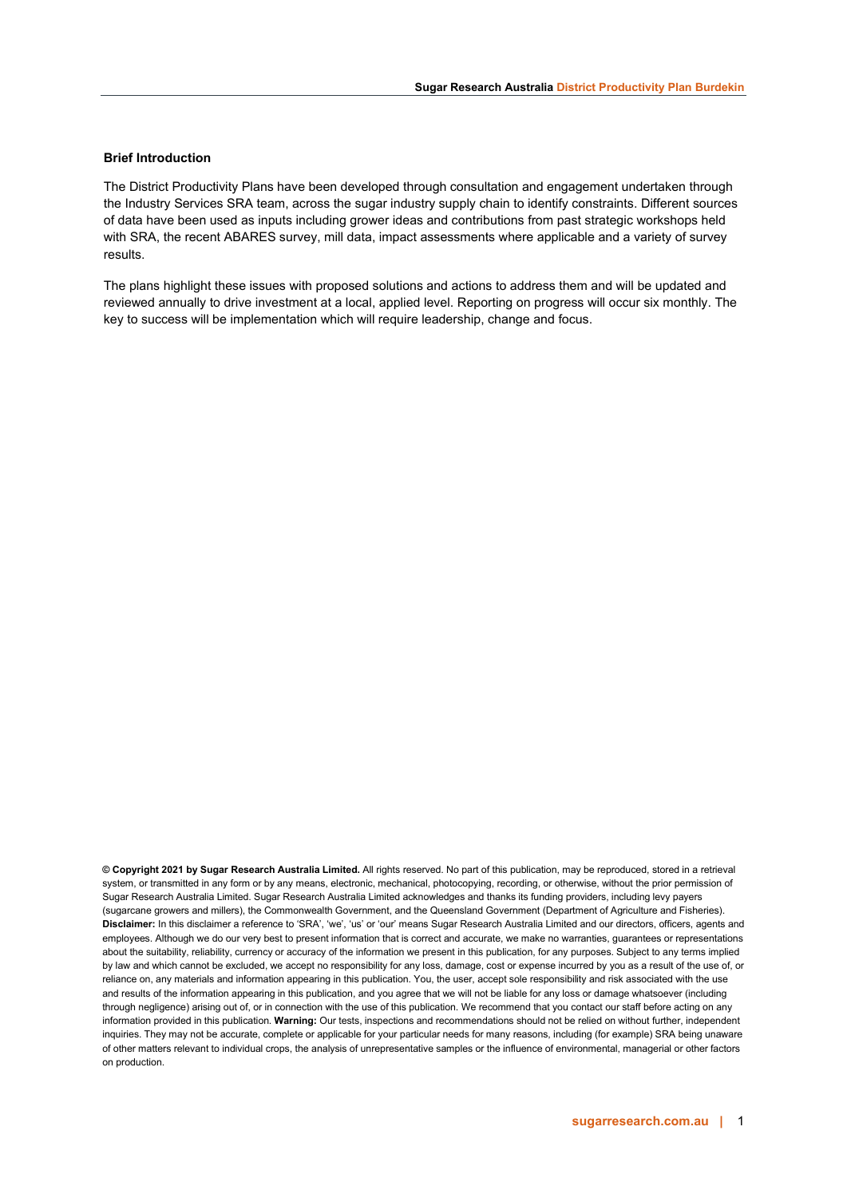**Brief Introduction**

The District Productivity Plans have been developed through consultation and engagement undertaken through the Industry Services SRA team, across the sugar industry supply chain to identify constraints. Different sources of data have been used as inputs including grower ideas and contributions from past strategic workshops held with SRA, the recent ABARES survey, mill data, impact assessments where applicable and a variety of survey results.

The plans highlight these issues with proposed solutions and actions to address them and will be updated and reviewed annually to drive investment at a local, applied level. Reporting on progress will occur six monthly. The key to success will be implementation which will require leadership, change and focus.

**© Copyright 2021 by Sugar Research Australia Limited.** All rights reserved. No part of this publication, may be reproduced, stored in a retrieval system, or transmitted in any form or by any means, electronic, mechanical, photocopying, recording, or otherwise, without the prior permission of Sugar Research Australia Limited. Sugar Research Australia Limited acknowledges and thanks its funding providers, including levy payers (sugarcane growers and millers), the Commonwealth Government, and the Queensland Government (Department of Agriculture and Fisheries). **Disclaimer:** In this disclaimer a reference to 'SRA', 'we', 'us' or 'our' means Sugar Research Australia Limited and our directors, officers, agents and employees. Although we do our very best to present information that is correct and accurate, we make no warranties, guarantees or representations about the suitability, reliability, currency or accuracy of the information we present in this publication, for any purposes. Subject to any terms implied by law and which cannot be excluded, we accept no responsibility for any loss, damage, cost or expense incurred by you as a result of the use of, or reliance on, any materials and information appearing in this publication. You, the user, accept sole responsibility and risk associated with the use and results of the information appearing in this publication, and you agree that we will not be liable for any loss or damage whatsoever (including through negligence) arising out of, or in connection with the use of this publication. We recommend that you contact our staff before acting on any information provided in this publication. **Warning:** Our tests, inspections and recommendations should not be relied on without further, independent inquiries. They may not be accurate, complete or applicable for your particular needs for many reasons, including (for example) SRA being unaware of other matters relevant to individual crops, the analysis of unrepresentative samples or the influence of environmental, managerial or other factors on production.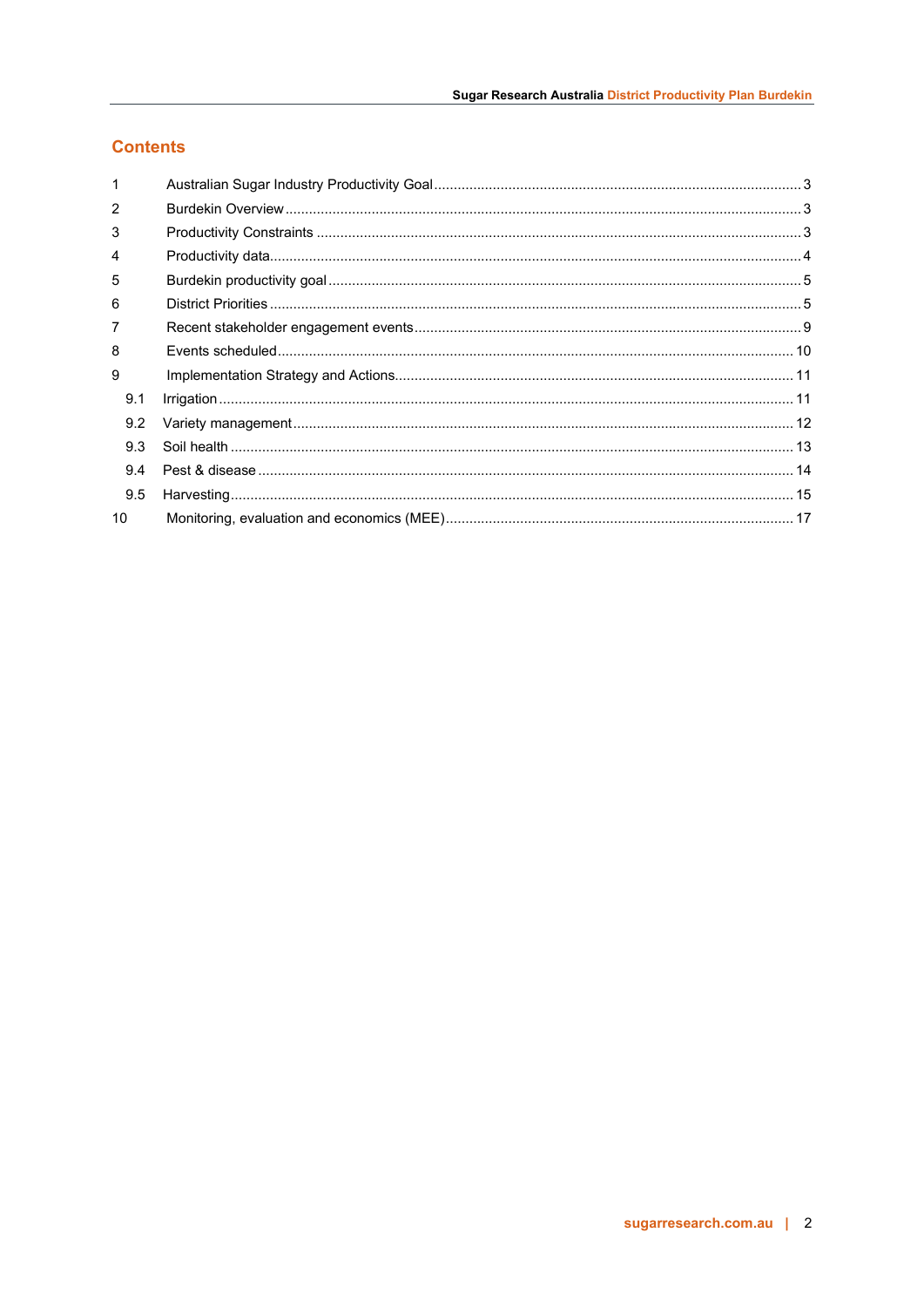## Contents

| | | |
|---|---|---|
| 1 | Australian Sugar Industry Productivity Goal | 3 |
| 2 | Burdekin Overview | 3 |
| 3 | Productivity Constraints | 3 |
| 4 | Productivity data | 4 |
| 5 | Burdekin productivity goal | 5 |
| 6 | District Priorities | 5 |
| 7 | Recent stakeholder engagement events | 9 |
| 8 | Events scheduled | 10 |
| 9 | Implementation Strategy and Actions | 11 |
| 9.1 | Irrigation | 11 |
| 9.2 | Variety management | 12 |
| 9.3 | Soil health | 13 |
| 9.4 | Pest & disease | 14 |
| 9.5 | Harvesting | 15 |
| 10 | Monitoring, evaluation and economics (MEE) | 17 |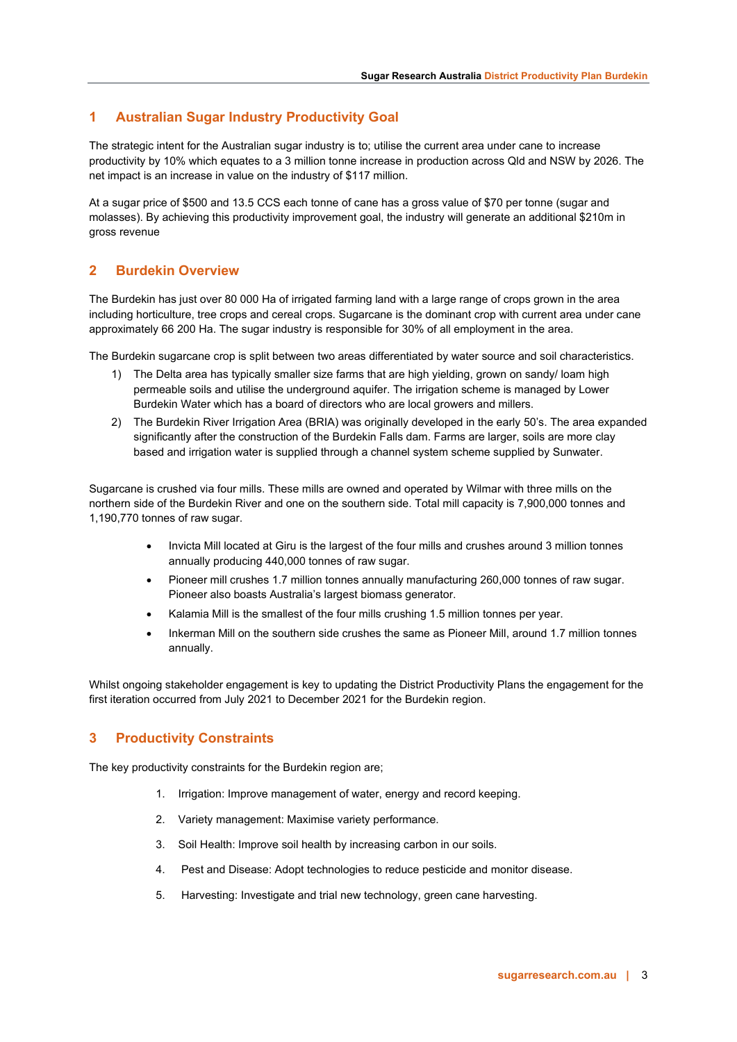## 1 Australian Sugar Industry Productivity Goal

The strategic intent for the Australian sugar industry is to; utilise the current area under cane to increase productivity by 10% which equates to a 3 million tonne increase in production across Qld and NSW by 2026. The net impact is an increase in value on the industry of $117 million.

At a sugar price of $500 and 13.5 CCS each tonne of cane has a gross value of $70 per tonne (sugar and molasses). By achieving this productivity improvement goal, the industry will generate an additional $210m in gross revenue

## 2 Burdekin Overview

The Burdekin has just over 80 000 Ha of irrigated farming land with a large range of crops grown in the area including horticulture, tree crops and cereal crops. Sugarcane is the dominant crop with current area under cane approximately 66 200 Ha. The sugar industry is responsible for 30% of all employment in the area.

The Burdekin sugarcane crop is split between two areas differentiated by water source and soil characteristics.

1) The Delta area has typically smaller size farms that are high yielding, grown on sandy/ loam high permeable soils and utilise the underground aquifer. The irrigation scheme is managed by Lower Burdekin Water which has a board of directors who are local growers and millers.
2) The Burdekin River Irrigation Area (BRIA) was originally developed in the early 50's. The area expanded significantly after the construction of the Burdekin Falls dam. Farms are larger, soils are more clay based and irrigation water is supplied through a channel system scheme supplied by Sunwater.

Sugarcane is crushed via four mills. These mills are owned and operated by Wilmar with three mills on the northern side of the Burdekin River and one on the southern side. Total mill capacity is 7,900,000 tonnes and 1,190,770 tonnes of raw sugar.

- Invicta Mill located at Giru is the largest of the four mills and crushes around 3 million tonnes annually producing 440,000 tonnes of raw sugar.
- Pioneer mill crushes 1.7 million tonnes annually manufacturing 260,000 tonnes of raw sugar. Pioneer also boasts Australia's largest biomass generator.
- Kalamia Mill is the smallest of the four mills crushing 1.5 million tonnes per year.
- Inkerman Mill on the southern side crushes the same as Pioneer Mill, around 1.7 million tonnes annually.

Whilst ongoing stakeholder engagement is key to updating the District Productivity Plans the engagement for the first iteration occurred from July 2021 to December 2021 for the Burdekin region.

## 3 Productivity Constraints

The key productivity constraints for the Burdekin region are;

1. Irrigation: Improve management of water, energy and record keeping.
2. Variety management: Maximise variety performance.
3. Soil Health: Improve soil health by increasing carbon in our soils.
4. Pest and Disease: Adopt technologies to reduce pesticide and monitor disease.
5. Harvesting: Investigate and trial new technology, green cane harvesting.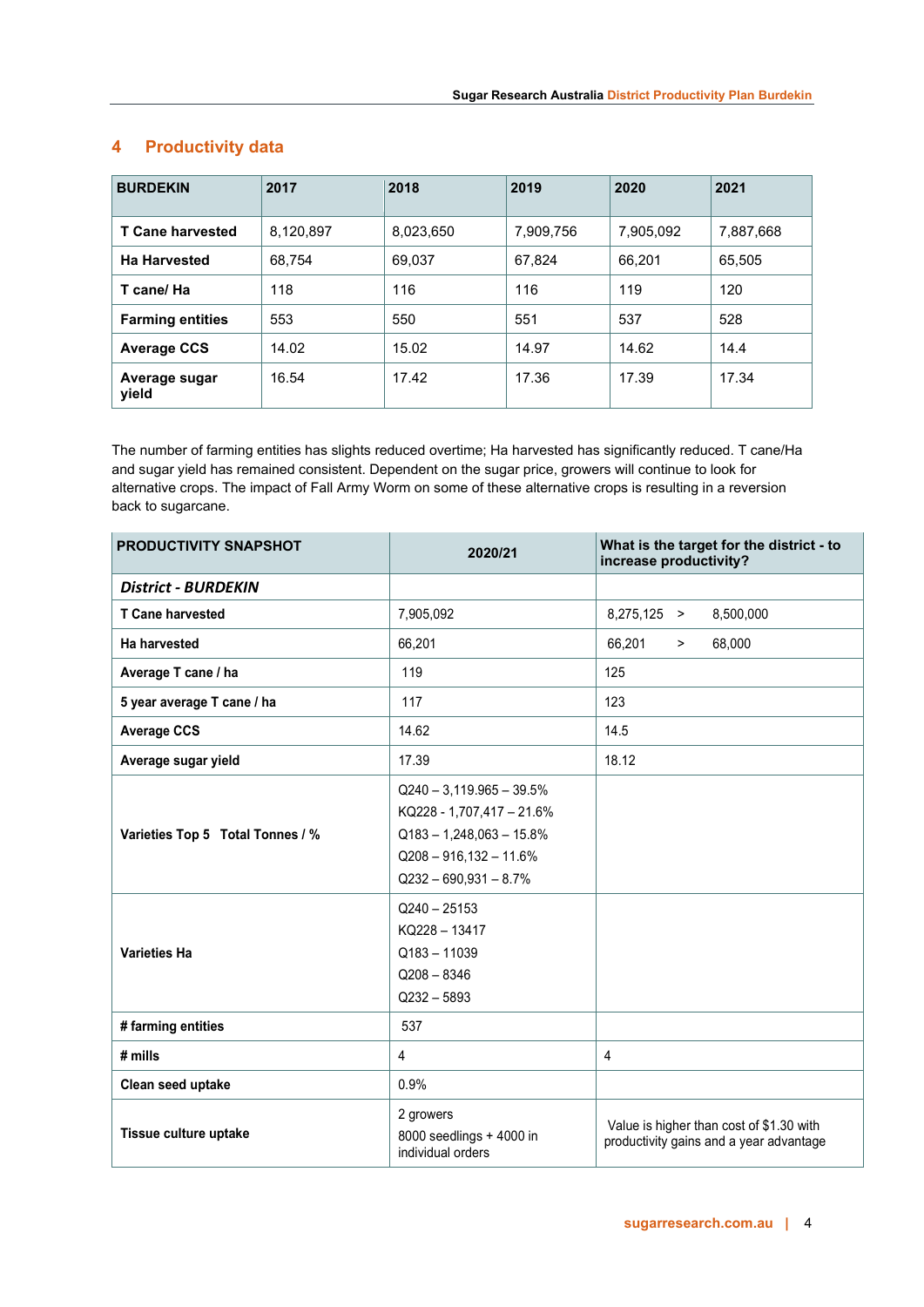## 4 Productivity data

| BURDEKIN | 2017 | 2018 | 2019 | 2020 | 2021 |
|---|---|---|---|---|---|
| **T Cane harvested** | 8,120,897 | 8,023,650 | 7,909,756 | 7,905,092 | 7,887,668 |
| **Ha Harvested** | 68,754 | 69,037 | 67,824 | 66,201 | 65,505 |
| **T cane/ Ha** | 118 | 116 | 116 | 119 | 120 |
| **Farming entities** | 553 | 550 | 551 | 537 | 528 |
| **Average CCS** | 14.02 | 15.02 | 14.97 | 14.62 | 14.4 |
| **Average sugar yield** | 16.54 | 17.42 | 17.36 | 17.39 | 17.34 |

The number of farming entities has slights reduced overtime; Ha harvested has significantly reduced. T cane/Ha and sugar yield has remained consistent. Dependent on the sugar price, growers will continue to look for alternative crops. The impact of Fall Army Worm on some of these alternative crops is resulting in a reversion back to sugarcane.

| PRODUCTIVITY SNAPSHOT | 2020/21 | What is the target for the district - to increase productivity? |
|---|---|---|
| ***District - BURDEKIN*** | | |
| **T Cane harvested** | 7,905,092 | 8,275,125 > 8,500,000 |
| **Ha harvested** | 66,201 | 66,201 > 68,000 |
| **Average T cane / ha** | 119 | 125 |
| **5 year average T cane / ha** | 117 | 123 |
| **Average CCS** | 14.62 | 14.5 |
| **Average sugar yield** | 17.39 | 18.12 |
| **Varieties Top 5 Total Tonnes / %** | Q240 – 3,119.965 – 39.5%<br>KQ228 - 1,707,417 – 21.6%<br>Q183 – 1,248,063 – 15.8%<br>Q208 – 916,132 – 11.6%<br>Q232 – 690,931 – 8.7% | |
| **Varieties Ha** | Q240 – 25153<br>KQ228 – 13417<br>Q183 – 11039<br>Q208 – 8346<br>Q232 – 5893 | |
| **# farming entities** | 537 | |
| **# mills** | 4 | 4 |
| **Clean seed uptake** | 0.9% | |
| **Tissue culture uptake** | 2 growers<br>8000 seedlings + 4000 in individual orders | Value is higher than cost of $1.30 with productivity gains and a year advantage |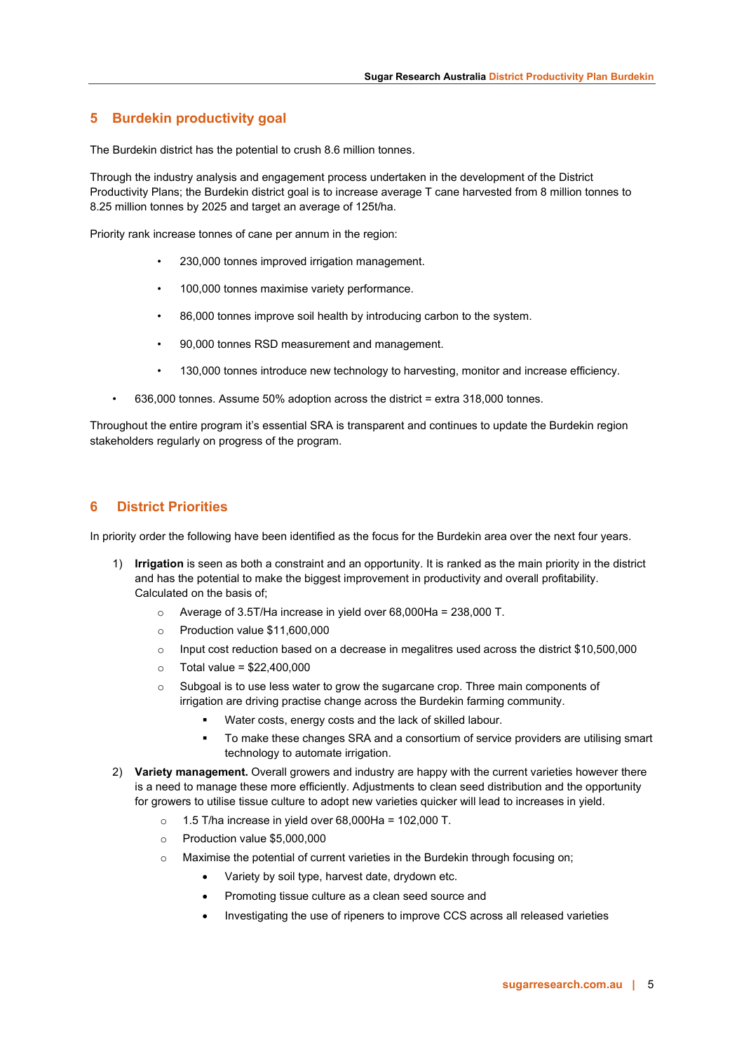## 5 Burdekin productivity goal

The Burdekin district has the potential to crush 8.6 million tonnes.

Through the industry analysis and engagement process undertaken in the development of the District Productivity Plans; the Burdekin district goal is to increase average T cane harvested from 8 million tonnes to 8.25 million tonnes by 2025 and target an average of 125t/ha.

Priority rank increase tonnes of cane per annum in the region:

- 230,000 tonnes improved irrigation management.
- 100,000 tonnes maximise variety performance.
- 86,000 tonnes improve soil health by introducing carbon to the system.
- 90,000 tonnes RSD measurement and management.
- 130,000 tonnes introduce new technology to harvesting, monitor and increase efficiency.

- 636,000 tonnes. Assume 50% adoption across the district = extra 318,000 tonnes.

Throughout the entire program it's essential SRA is transparent and continues to update the Burdekin region stakeholders regularly on progress of the program.

## 6 District Priorities

In priority order the following have been identified as the focus for the Burdekin area over the next four years.

1) **Irrigation** is seen as both a constraint and an opportunity. It is ranked as the main priority in the district and has the potential to make the biggest improvement in productivity and overall profitability. Calculated on the basis of;
   - Average of 3.5T/Ha increase in yield over 68,000Ha = 238,000 T.
   - Production value $11,600,000
   - Input cost reduction based on a decrease in megalitres used across the district $10,500,000
   - Total value = $22,400,000
   - Subgoal is to use less water to grow the sugarcane crop. Three main components of irrigation are driving practise change across the Burdekin farming community.
     - Water costs, energy costs and the lack of skilled labour.
     - To make these changes SRA and a consortium of service providers are utilising smart technology to automate irrigation.
2) **Variety management.** Overall growers and industry are happy with the current varieties however there is a need to manage these more efficiently. Adjustments to clean seed distribution and the opportunity for growers to utilise tissue culture to adopt new varieties quicker will lead to increases in yield.
   - 1.5 T/ha increase in yield over 68,000Ha = 102,000 T.
   - Production value $5,000,000
   - Maximise the potential of current varieties in the Burdekin through focusing on;
     - Variety by soil type, harvest date, drydown etc.
     - Promoting tissue culture as a clean seed source and
     - Investigating the use of ripeners to improve CCS across all released varieties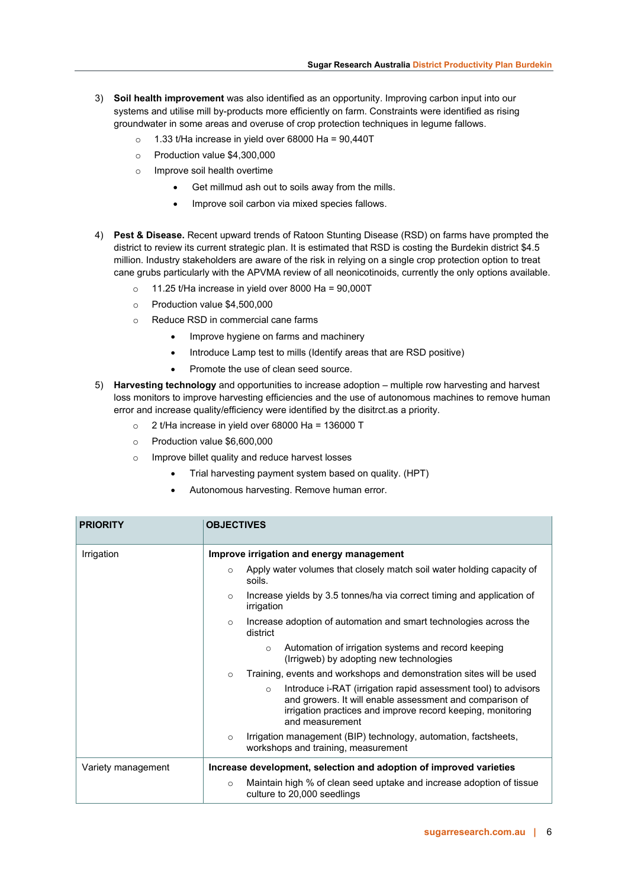3) **Soil health improvement** was also identified as an opportunity. Improving carbon input into our systems and utilise mill by-products more efficiently on farm. Constraints were identified as rising groundwater in some areas and overuse of crop protection techniques in legume fallows.
    - 1.33 t/Ha increase in yield over 68000 Ha = 90,440T
    - Production value $4,300,000
    - Improve soil health overtime
        - Get millmud ash out to soils away from the mills.
        - Improve soil carbon via mixed species fallows.

4) **Pest & Disease.** Recent upward trends of Ratoon Stunting Disease (RSD) on farms have prompted the district to review its current strategic plan. It is estimated that RSD is costing the Burdekin district $4.5 million. Industry stakeholders are aware of the risk in relying on a single crop protection option to treat cane grubs particularly with the APVMA review of all neonicotinoids, currently the only options available.
    - 11.25 t/Ha increase in yield over 8000 Ha = 90,000T
    - Production value $4,500,000
    - Reduce RSD in commercial cane farms
        - Improve hygiene on farms and machinery
        - Introduce Lamp test to mills (Identify areas that are RSD positive)
        - Promote the use of clean seed source.

5) **Harvesting technology** and opportunities to increase adoption – multiple row harvesting and harvest loss monitors to improve harvesting efficiencies and the use of autonomous machines to remove human error and increase quality/efficiency were identified by the disitrct.as a priority.
    - 2 t/Ha increase in yield over 68000 Ha = 136000 T
    - Production value $6,600,000
    - Improve billet quality and reduce harvest losses
        - Trial harvesting payment system based on quality. (HPT)
        - Autonomous harvesting. Remove human error.

| PRIORITY | OBJECTIVES |
|---|---|
| Irrigation | **Improve irrigation and energy management**<br>○ Apply water volumes that closely match soil water holding capacity of soils.<br>○ Increase yields by 3.5 tonnes/ha via correct timing and application of irrigation<br>○ Increase adoption of automation and smart technologies across the district<br>&nbsp;&nbsp;&nbsp;&nbsp;○ Automation of irrigation systems and record keeping (Irrigweb) by adopting new technologies<br>○ Training, events and workshops and demonstration sites will be used<br>&nbsp;&nbsp;&nbsp;&nbsp;○ Introduce i-RAT (irrigation rapid assessment tool) to advisors and growers. It will enable assessment and comparison of irrigation practices and improve record keeping, monitoring and measurement<br>○ Irrigation management (BIP) technology, automation, factsheets, workshops and training, measurement |
| Variety management | **Increase development, selection and adoption of improved varieties**<br>○ Maintain high % of clean seed uptake and increase adoption of tissue culture to 20,000 seedlings |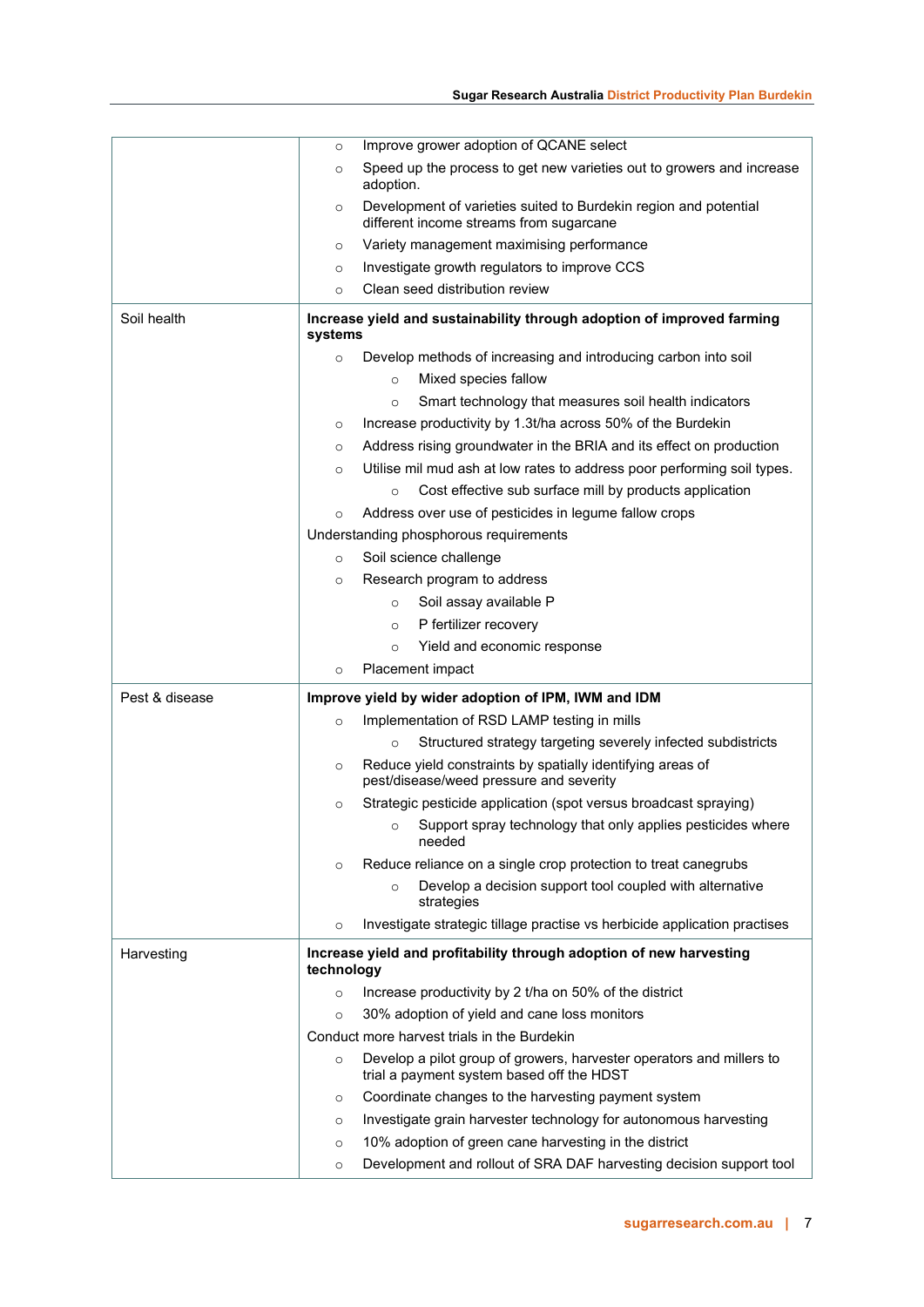| | |
|---|---|
| | ○ Improve grower adoption of QCANE select<br>○ Speed up the process to get new varieties out to growers and increase adoption.<br>○ Development of varieties suited to Burdekin region and potential different income streams from sugarcane<br>○ Variety management maximising performance<br>○ Investigate growth regulators to improve CCS<br>○ Clean seed distribution review |
| Soil health | **Increase yield and sustainability through adoption of improved farming systems**<br>○ Develop methods of increasing and introducing carbon into soil<br>&nbsp;&nbsp;&nbsp;&nbsp;○ Mixed species fallow<br>&nbsp;&nbsp;&nbsp;&nbsp;○ Smart technology that measures soil health indicators<br>○ Increase productivity by 1.3t/ha across 50% of the Burdekin<br>○ Address rising groundwater in the BRIA and its effect on production<br>○ Utilise mil mud ash at low rates to address poor performing soil types.<br>&nbsp;&nbsp;&nbsp;&nbsp;○ Cost effective sub surface mill by products application<br>○ Address over use of pesticides in legume fallow crops<br>Understanding phosphorous requirements<br>○ Soil science challenge<br>○ Research program to address<br>&nbsp;&nbsp;&nbsp;&nbsp;○ Soil assay available P<br>&nbsp;&nbsp;&nbsp;&nbsp;○ P fertilizer recovery<br>&nbsp;&nbsp;&nbsp;&nbsp;○ Yield and economic response<br>○ Placement impact |
| Pest & disease | **Improve yield by wider adoption of IPM, IWM and IDM**<br>○ Implementation of RSD LAMP testing in mills<br>&nbsp;&nbsp;&nbsp;&nbsp;○ Structured strategy targeting severely infected subdistricts<br>○ Reduce yield constraints by spatially identifying areas of pest/disease/weed pressure and severity<br>○ Strategic pesticide application (spot versus broadcast spraying)<br>&nbsp;&nbsp;&nbsp;&nbsp;○ Support spray technology that only applies pesticides where needed<br>○ Reduce reliance on a single crop protection to treat canegrubs<br>&nbsp;&nbsp;&nbsp;&nbsp;○ Develop a decision support tool coupled with alternative strategies<br>○ Investigate strategic tillage practise vs herbicide application practises |
| Harvesting | **Increase yield and profitability through adoption of new harvesting technology**<br>○ Increase productivity by 2 t/ha on 50% of the district<br>○ 30% adoption of yield and cane loss monitors<br>Conduct more harvest trials in the Burdekin<br>○ Develop a pilot group of growers, harvester operators and millers to trial a payment system based off the HDST<br>○ Coordinate changes to the harvesting payment system<br>○ Investigate grain harvester technology for autonomous harvesting<br>○ 10% adoption of green cane harvesting in the district<br>○ Development and rollout of SRA DAF harvesting decision support tool |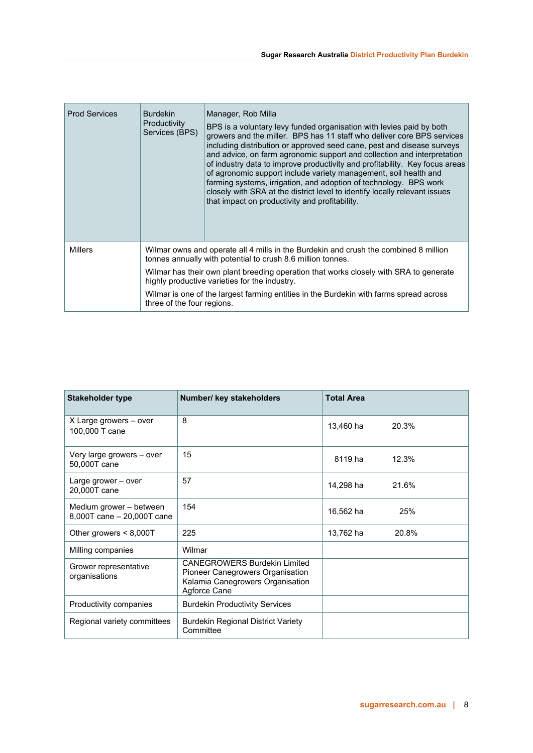| | | |
|---|---|---|
| Prod Services | Burkedin Productivity Services (BPS) | Manager, Rob Milla<br><br>BPS is a voluntary levy funded organisation with levies paid by both growers and the miller. BPS has 11 staff who deliver core BPS services including distribution or approved seed cane, pest and disease surveys and advice, on farm agronomic support and collection and interpretation of industry data to improve productivity and profitability. Key focus areas of agronomic support include variety management, soil health and farming systems, irrigation, and adoption of technology. BPS work closely with SRA at the district level to identify locally relevant issues that impact on productivity and profitability. |
| Millers | Wilmar owns and operate all 4 mills in the Burdekin and crush the combined 8 million tonnes annually with potential to crush 8.6 million tonnes.<br><br>Wilmar has their own plant breeding operation that works closely with SRA to generate highly productive varieties for the industry.<br><br>Wilmar is one of the largest farming entities in the Burdekin with farms spread across three of the four regions. | |

| Stakeholder type | Number/ key stakeholders | Total Area | |
|---|---|---|---|
| X Large growers – over 100,000 T cane | 8 | 13,460 ha | 20.3% |
| Very large growers – over 50,000T cane | 15 | 8119 ha | 12.3% |
| Large grower – over 20,000T cane | 57 | 14,298 ha | 21.6% |
| Medium grower – between 8,000T cane – 20,000T cane | 154 | 16,562 ha | 25% |
| Other growers < 8,000T | 225 | 13,762 ha | 20.8% |
| Milling companies | Wilmar | | |
| Grower representative organisations | CANEGROWERS Burdekin Limited<br>Pioneer Canegrowers Organisation<br>Kalamia Canegrowers Organisation<br>Agforce Cane | | |
| Productivity companies | Burdekin Productivity Services | | |
| Regional variety committees | Burdekin Regional District Variety Committee | | |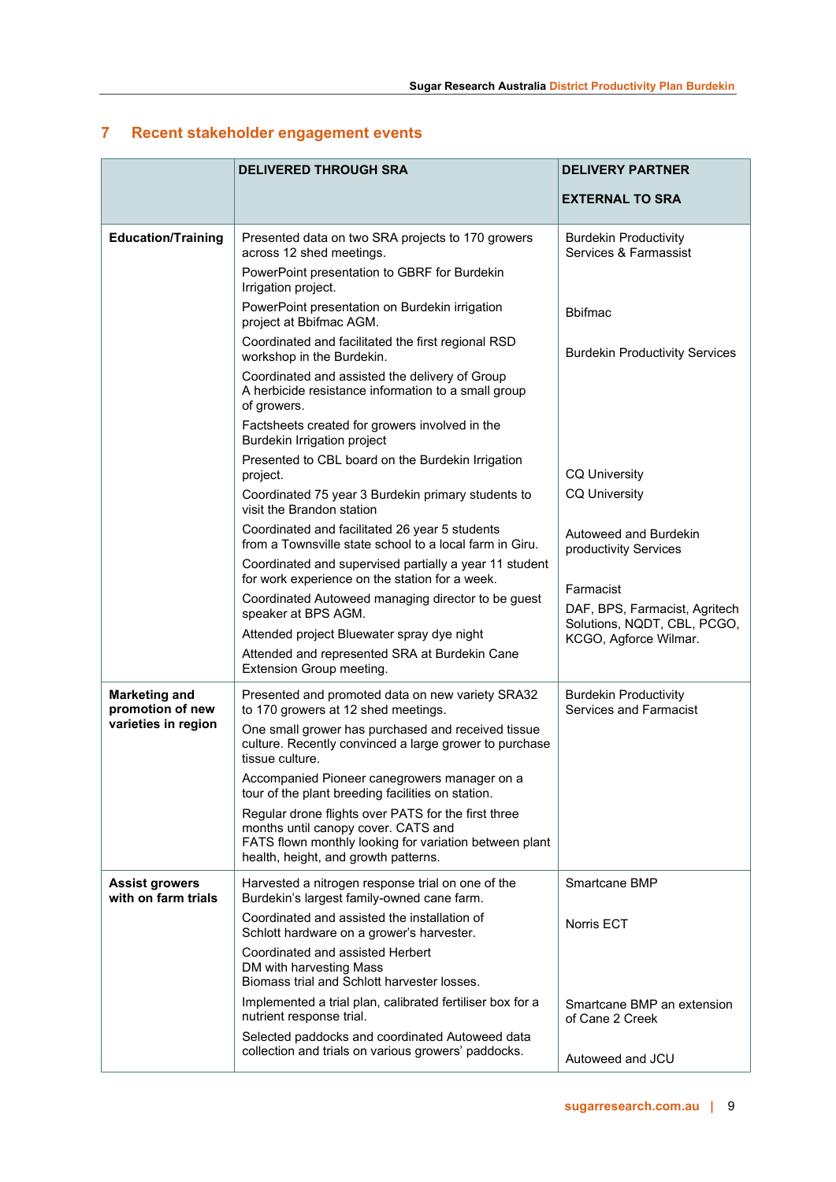## 7 Recent stakeholder engagement events

| | DELIVERED THROUGH SRA | DELIVERY PARTNER EXTERNAL TO SRA |
|---|---|---|
| **Education/Training** | Presented data on two SRA projects to 170 growers across 12 shed meetings. | Burdekin Productivity Services & Farmassist |
| | PowerPoint presentation to GBRF for Burdekin Irrigation project. | |
| | PowerPoint presentation on Burdekin irrigation project at Bbifmac AGM. | Bbifmac |
| | Coordinated and facilitated the first regional RSD workshop in the Burdekin. | Burdekin Productivity Services |
| | Coordinated and assisted the delivery of Group A herbicide resistance information to a small group of growers. | |
| | Factsheets created for growers involved in the Burdekin Irrigation project | |
| | Presented to CBL board on the Burdekin Irrigation project. | CQ University |
| | Coordinated 75 year 3 Burdekin primary students to visit the Brandon station | CQ University |
| | Coordinated and facilitated 26 year 5 students from a Townsville state school to a local farm in Giru. | Autoweed and Burdekin productivity Services |
| | Coordinated and supervised partially a year 11 student for work experience on the station for a week. | Farmacist |
| | Coordinated Autoweed managing director to be guest speaker at BPS AGM. | DAF, BPS, Farmacist, Agritech Solutions, NQDT, CBL, PCGO, KCGO, Agforce Wilmar. |
| | Attended project Bluewater spray dye night | |
| | Attended and represented SRA at Burdekin Cane Extension Group meeting. | |
| **Marketing and promotion of new varieties in region** | Presented and promoted data on new variety SRA32 to 170 growers at 12 shed meetings. | Burdekin Productivity Services and Farmacist |
| | One small grower has purchased and received tissue culture. Recently convinced a large grower to purchase tissue culture. | |
| | Accompanied Pioneer canegrowers manager on a tour of the plant breeding facilities on station. | |
| | Regular drone flights over PATS for the first three months until canopy cover. CATS and FATS flown monthly looking for variation between plant health, height, and growth patterns. | |
| **Assist growers with on farm trials** | Harvested a nitrogen response trial on one of the Burdekin's largest family-owned cane farm. | Smartcane BMP |
| | Coordinated and assisted the installation of Schlott hardware on a grower's harvester. | Norris ECT |
| | Coordinated and assisted Herbert DM with harvesting Mass Biomass trial and Schlott harvester losses. | |
| | Implemented a trial plan, calibrated fertiliser box for a nutrient response trial. | Smartcane BMP an extension of Cane 2 Creek |
| | Selected paddocks and coordinated Autoweed data collection and trials on various growers' paddocks. | Autoweed and JCU |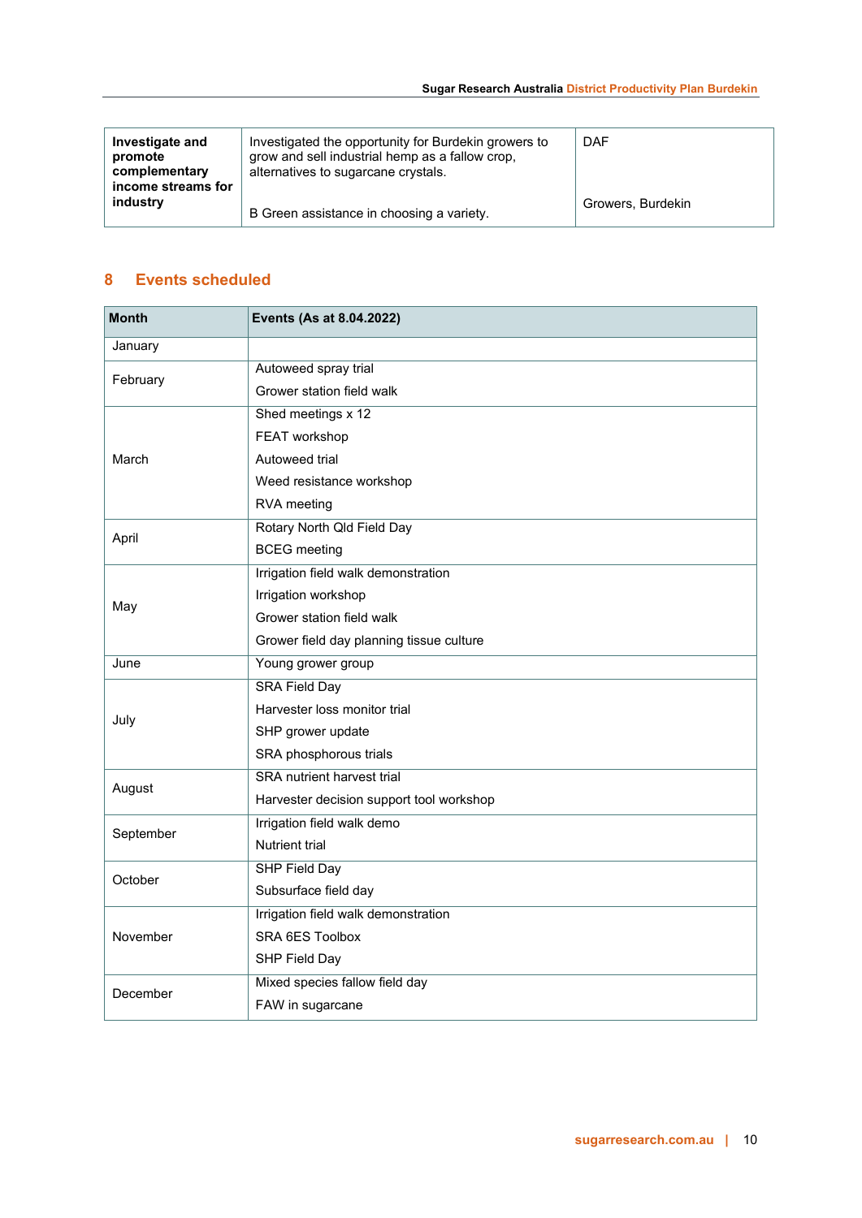| Investigate and promote complementary income streams for industry | Investigated the opportunity for Burdekin growers to grow and sell industrial hemp as a fallow crop, alternatives to sugarcane crystals.<br><br>B Green assistance in choosing a variety. | DAF<br><br>Growers, Burdekin |
|---|---|---|

## 8 Events scheduled

| Month | Events (As at 8.04.2022) |
|---|---|
| January | |
| February | Autoweed spray trial<br>Grower station field walk |
| March | Shed meetings x 12<br>FEAT workshop<br>Autoweed trial<br>Weed resistance workshop<br>RVA meeting |
| April | Rotary North Qld Field Day<br>BCEG meeting |
| May | Irrigation field walk demonstration<br>Irrigation workshop<br>Grower station field walk<br>Grower field day planning tissue culture |
| June | Young grower group |
| July | SRA Field Day<br>Harvester loss monitor trial<br>SHP grower update<br>SRA phosphorous trials |
| August | SRA nutrient harvest trial<br>Harvester decision support tool workshop |
| September | Irrigation field walk demo<br>Nutrient trial |
| October | SHP Field Day<br>Subsurface field day |
| November | Irrigation field walk demonstration<br>SRA 6ES Toolbox<br>SHP Field Day |
| December | Mixed species fallow field day<br>FAW in sugarcane |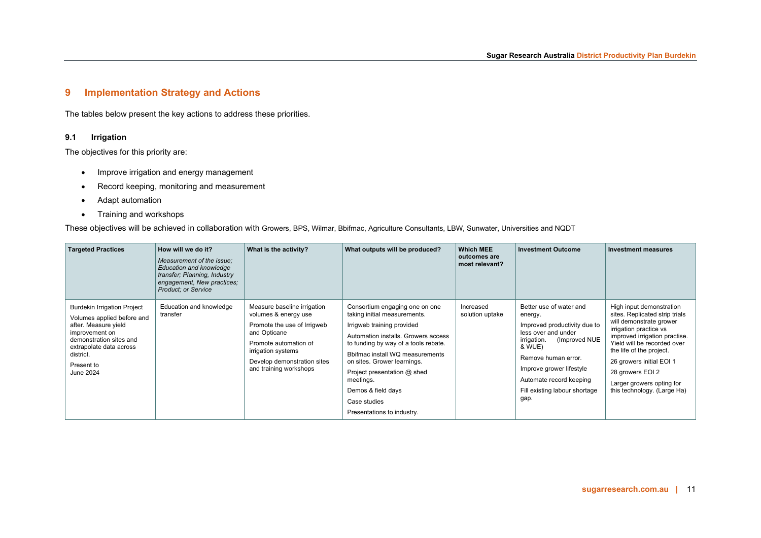# 9 Implementation Strategy and Actions

The tables below present the key actions to address these priorities.

## 9.1 Irrigation

The objectives for this priority are:

- Improve irrigation and energy management
- Record keeping, monitoring and measurement
- Adapt automation
- Training and workshops

These objectives will be achieved in collaboration with Growers, BPS, Wilmar, Bbifmac, Agriculture Consultants, LBW, Sunwater, Universities and NQDT

| Targeted Practices | How will we do it? *Measurement of the issue; Education and knowledge transfer; Planning, Industry engagement, New practices; Product; or Service* | What is the activity? | What outputs will be produced? | Which MEE outcomes are most relevant? | Investment Outcome | Investment measures |
|---|---|---|---|---|---|---|
| Burdekin Irrigation Project<br>Volumes applied before and after. Measure yield improvement on demonstration sites and extrapolate data across district.<br>Present to June 2024 | Education and knowledge transfer | Measure baseline irrigation volumes & energy use<br>Promote the use of Irrigweb and Opticane<br>Promote automation of irrigation systems<br>Develop demonstration sites and training workshops | Consortium engaging one on one taking initial measurements.<br>Irrigweb training provided<br>Automation installs. Growers access to funding by way of a tools rebate.<br>Bbifmac install WQ measurements on sites. Grower learnings.<br>Project presentation @ shed meetings.<br>Demos & field days<br>Case studies<br>Presentations to industry. | Increased solution uptake | Better use of water and energy.<br>Improved productivity due to less over and under irrigation. (Improved NUE & WUE)<br>Remove human error.<br>Improve grower lifestyle<br>Automate record keeping<br>Fill existing labour shortage gap. | High input demonstration sites. Replicated strip trials will demonstrate grower irrigation practice vs improved irrigation practise. Yield will be recorded over the life of the project.<br>26 growers initial EOI 1<br>28 growers EOI 2<br>Larger growers opting for this technology. (Large Ha) |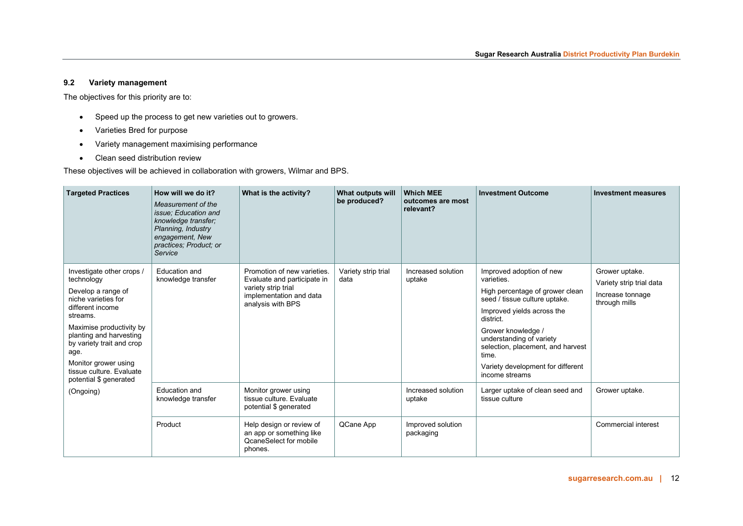### 9.2 Variety management

The objectives for this priority are to:

- Speed up the process to get new varieties out to growers.
- Varieties Bred for purpose
- Variety management maximising performance
- Clean seed distribution review

These objectives will be achieved in collaboration with growers, Wilmar and BPS.

| Targeted Practices | How will we do it? *Measurement of the issue; Education and knowledge transfer; Planning, Industry engagement, New practices; Product; or Service* | What is the activity? | What outputs will be produced? | Which MEE outcomes are most relevant? | Investment Outcome | Investment measures |
|---|---|---|---|---|---|---|
| Investigate other crops / technology<br><br>Develop a range of niche varieties for different income streams.<br><br>Maximise productivity by planting and harvesting by variety trait and crop age.<br><br>Monitor grower using tissue culture. Evaluate potential $ generated<br><br>(Ongoing) | Education and knowledge transfer | Promotion of new varieties. Evaluate and participate in variety strip trial implementation and data analysis with BPS | Variety strip trial data | Increased solution uptake | Improved adoption of new varieties.<br><br>High percentage of grower clean seed / tissue culture uptake.<br><br>Improved yields across the district.<br><br>Grower knowledge / understanding of variety selection, placement, and harvest time.<br><br>Variety development for different income streams | Grower uptake.<br><br>Variety strip trial data<br><br>Increase tonnage through mills |
| | Education and knowledge transfer | Monitor grower using tissue culture. Evaluate potential $ generated | | Increased solution uptake | Larger uptake of clean seed and tissue culture | Grower uptake. |
| | Product | Help design or review of an app or something like QcaneSelect for mobile phones. | QCane App | Improved solution packaging | | Commercial interest |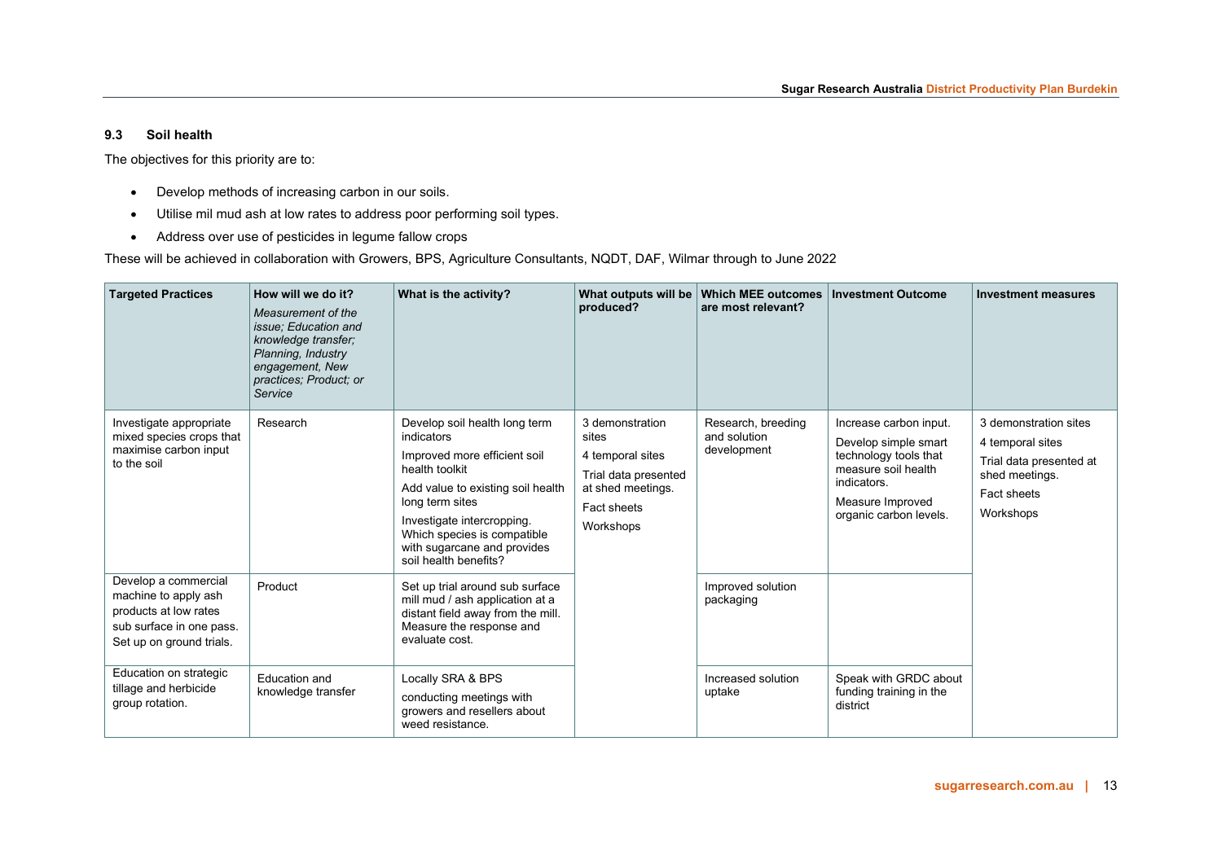### 9.3 Soil health

The objectives for this priority are to:

- Develop methods of increasing carbon in our soils.
- Utilise mil mud ash at low rates to address poor performing soil types.
- Address over use of pesticides in legume fallow crops

These will be achieved in collaboration with Growers, BPS, Agriculture Consultants, NQDT, DAF, Wilmar through to June 2022

| Targeted Practices | How will we do it? *Measurement of the issue; Education and knowledge transfer; Planning, Industry engagement, New practices; Product; or Service* | What is the activity? | What outputs will be produced? | Which MEE outcomes are most relevant? | Investment Outcome | Investment measures |
|---|---|---|---|---|---|---|
| Investigate appropriate mixed species crops that maximise carbon input to the soil | Research | Develop soil health long term indicators<br>Improved more efficient soil health toolkit<br>Add value to existing soil health long term sites<br>Investigate intercropping. Which species is compatible with sugarcane and provides soil health benefits? | 3 demonstration sites<br>4 temporal sites<br>Trial data presented at shed meetings.<br>Fact sheets<br>Workshops | Research, breeding and solution development | Increase carbon input.<br>Develop simple smart technology tools that measure soil health indicators.<br>Measure Improved organic carbon levels. | 3 demonstration sites<br>4 temporal sites<br>Trial data presented at shed meetings.<br>Fact sheets<br>Workshops |
| Develop a commercial machine to apply ash products at low rates sub surface in one pass. Set up on ground trials. | Product | Set up trial around sub surface mill mud / ash application at a distant field away from the mill. Measure the response and evaluate cost. | | Improved solution packaging | | |
| Education on strategic tillage and herbicide group rotation. | Education and knowledge transfer | Locally SRA & BPS<br>conducting meetings with growers and resellers about weed resistance. | | Increased solution uptake | Speak with GRDC about funding training in the district | |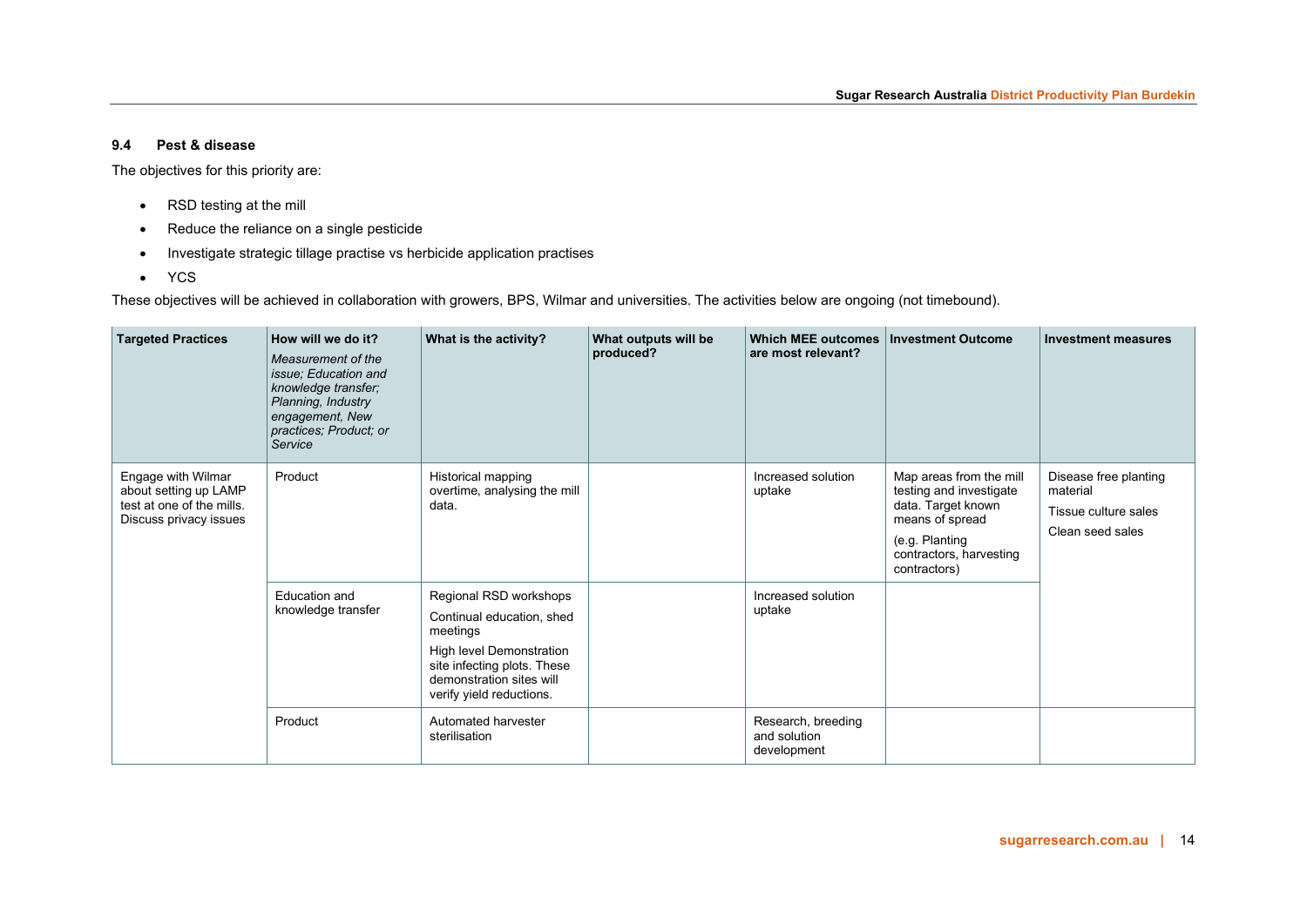### 9.4 Pest & disease

The objectives for this priority are:

- RSD testing at the mill
- Reduce the reliance on a single pesticide
- Investigate strategic tillage practise vs herbicide application practises
- YCS

These objectives will be achieved in collaboration with growers, BPS, Wilmar and universities. The activities below are ongoing (not timebound).

| Targeted Practices | How will we do it? *Measurement of the issue; Education and knowledge transfer; Planning, Industry engagement, New practices; Product; or Service* | What is the activity? | What outputs will be produced? | Which MEE outcomes are most relevant? | Investment Outcome | Investment measures |
|---|---|---|---|---|---|---|
| Engage with Wilmar about setting up LAMP test at one of the mills. Discuss privacy issues | Product | Historical mapping overtime, analysing the mill data. | | Increased solution uptake | Map areas from the mill testing and investigate data. Target known means of spread<br><br>(e.g. Planting contractors, harvesting contractors) | Disease free planting material<br><br>Tissue culture sales<br><br>Clean seed sales |
| | Education and knowledge transfer | Regional RSD workshops<br><br>Continual education, shed meetings<br><br>High level Demonstration site infecting plots. These demonstration sites will verify yield reductions. | | Increased solution uptake | | |
| | Product | Automated harvester sterilisation | | Research, breeding and solution development | | |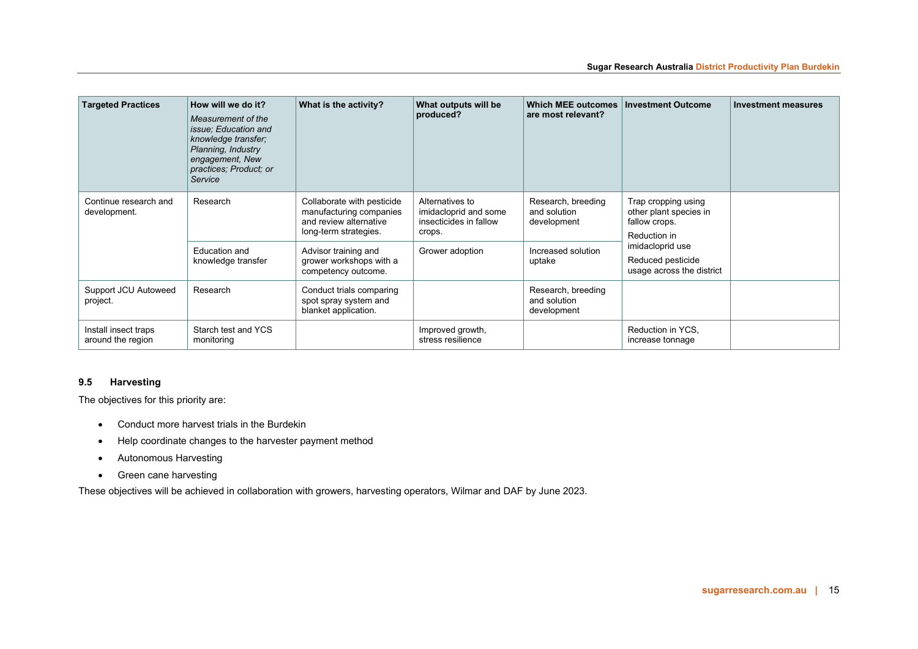| Targeted Practices | How will we do it?<br>*Measurement of the issue; Education and knowledge transfer; Planning, Industry engagement, New practices; Product; or Service* | What is the activity? | What outputs will be produced? | Which MEE outcomes are most relevant? | Investment Outcome | Investment measures |
|---|---|---|---|---|---|---|
| Continue research and development. | Research | Collaborate with pesticide manufacturing companies and review alternative long-term strategies. | Alternatives to imidacloprid and some insecticides in fallow crops. | Research, breeding and solution development | Trap cropping using other plant species in fallow crops.<br>Reduction in imidacloprid use<br>Reduced pesticide usage across the district | |
| | Education and knowledge transfer | Advisor training and grower workshops with a competency outcome. | Grower adoption | Increased solution uptake | | |
| Support JCU Autoweed project. | Research | Conduct trials comparing spot spray system and blanket application. | | Research, breeding and solution development | | |
| Install insect traps around the region | Starch test and YCS monitoring | | Improved growth, stress resilience | | Reduction in YCS, increase tonnage | |

### 9.5 Harvesting

The objectives for this priority are:

- Conduct more harvest trials in the Burdekin
- Help coordinate changes to the harvester payment method
- Autonomous Harvesting
- Green cane harvesting

These objectives will be achieved in collaboration with growers, harvesting operators, Wilmar and DAF by June 2023.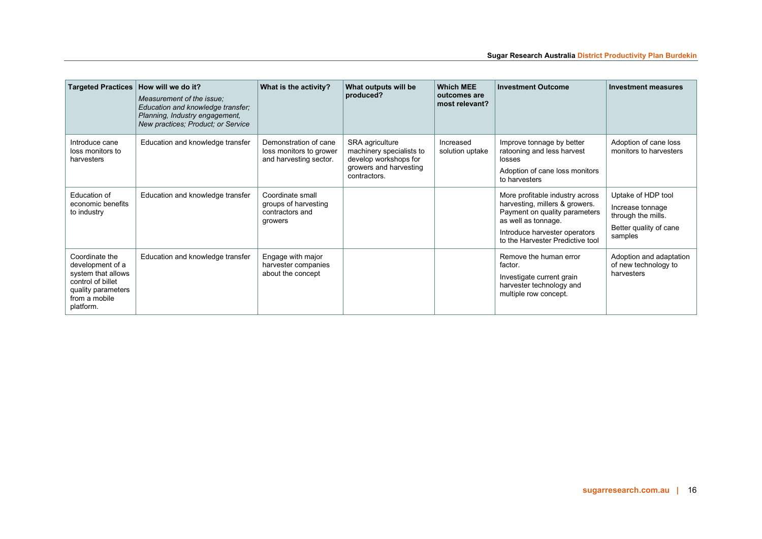| Targeted Practices | How will we do it? *Measurement of the issue; Education and knowledge transfer; Planning, Industry engagement, New practices; Product; or Service* | What is the activity? | What outputs will be produced? | Which MEE outcomes are most relevant? | Investment Outcome | Investment measures |
|---|---|---|---|---|---|---|
| Introduce cane loss monitors to harvesters | Education and knowledge transfer | Demonstration of cane loss monitors to grower and harvesting sector. | SRA agriculture machinery specialists to develop workshops for growers and harvesting contractors. | Increased solution uptake | Improve tonnage by better ratooning and less harvest losses<br><br>Adoption of cane loss monitors to harvesters | Adoption of cane loss monitors to harvesters |
| Education of economic benefits to industry | Education and knowledge transfer | Coordinate small groups of harvesting contractors and growers | | | More profitable industry across harvesting, millers & growers. Payment on quality parameters as well as tonnage.<br><br>Introduce harvester operators to the Harvester Predictive tool | Uptake of HDP tool<br><br>Increase tonnage through the mills.<br><br>Better quality of cane samples |
| Coordinate the development of a system that allows control of billet quality parameters from a mobile platform. | Education and knowledge transfer | Engage with major harvester companies about the concept | | | Remove the human error factor.<br><br>Investigate current grain harvester technology and multiple row concept. | Adoption and adaptation of new technology to harvesters |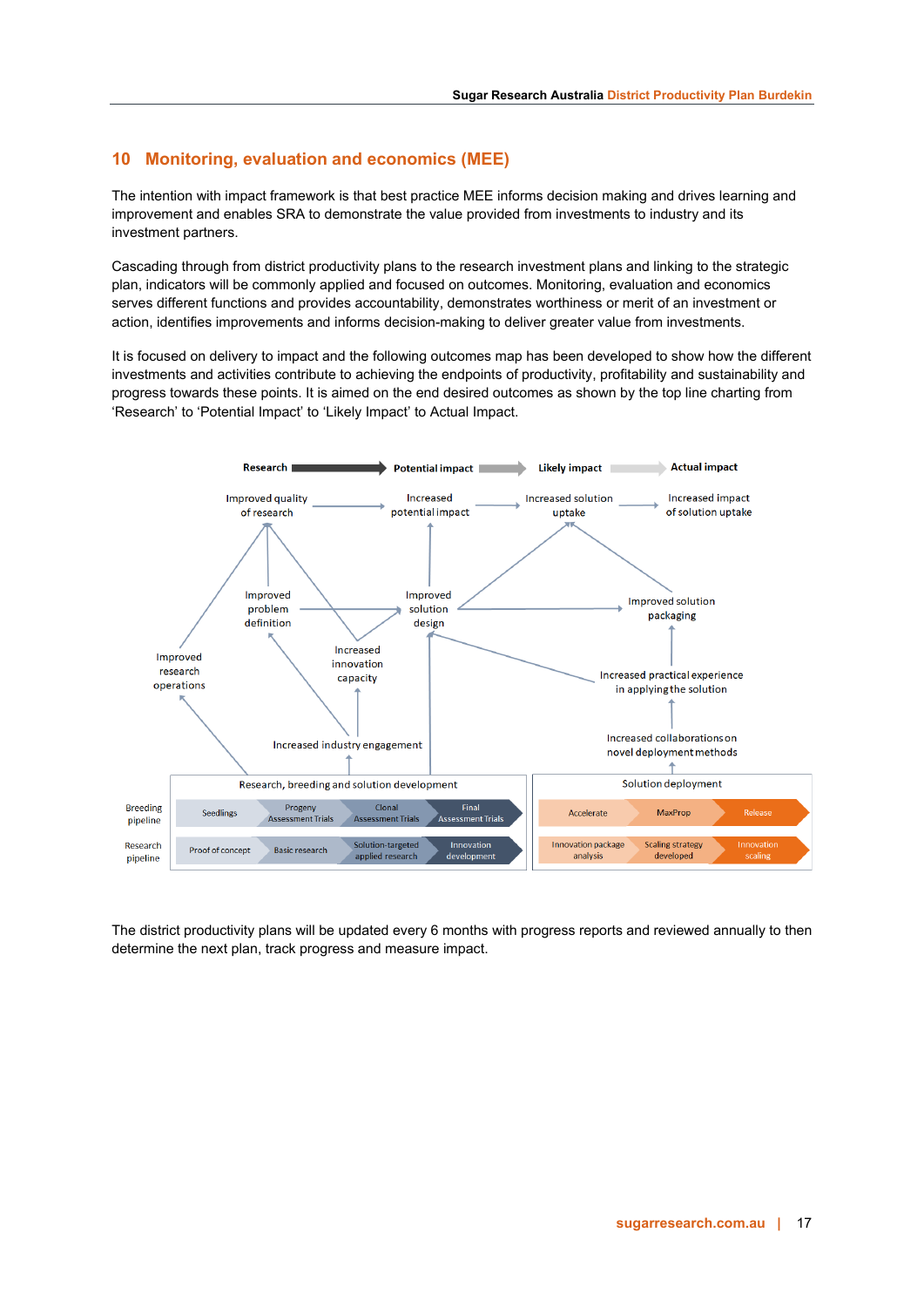## 10 Monitoring, evaluation and economics (MEE)

The intention with impact framework is that best practice MEE informs decision making and drives learning and improvement and enables SRA to demonstrate the value provided from investments to industry and its investment partners.

Cascading through from district productivity plans to the research investment plans and linking to the strategic plan, indicators will be commonly applied and focused on outcomes. Monitoring, evaluation and economics serves different functions and provides accountability, demonstrates worthiness or merit of an investment or action, identifies improvements and informs decision-making to deliver greater value from investments.

It is focused on delivery to impact and the following outcomes map has been developed to show how the different investments and activities contribute to achieving the endpoints of productivity, profitability and sustainability and progress towards these points. It is aimed on the end desired outcomes as shown by the top line charting from 'Research' to 'Potential Impact' to 'Likely Impact' to Actual Impact.

Research → Potential impact → Likely impact → Actual impact

Improved quality of research → Increased potential impact → Increased solution uptake → Increased impact of solution uptake

Improved problem definition
Improved solution design
Improved solution packaging
Improved research operations
Increased innovation capacity
Increased practical experience in applying the solution
Increased industry engagement
Increased collaborations on novel deployment methods

| | Research, breeding and solution development | | | | Solution deployment | | |
|---|---|---|---|---|---|---|---|
| Breeding pipeline | Seedlings | Progeny Assessment Trials | Clonal Assessment Trials | Final Assessment Trials | Accelerate | MaxProp | Release |
| Research pipeline | Proof of concept | Basic research | Solution-targeted applied research | Innovation development | Innovation package analysis | Scaling strategy developed | Innovation scaling |

The district productivity plans will be updated every 6 months with progress reports and reviewed annually to then determine the next plan, track progress and measure impact.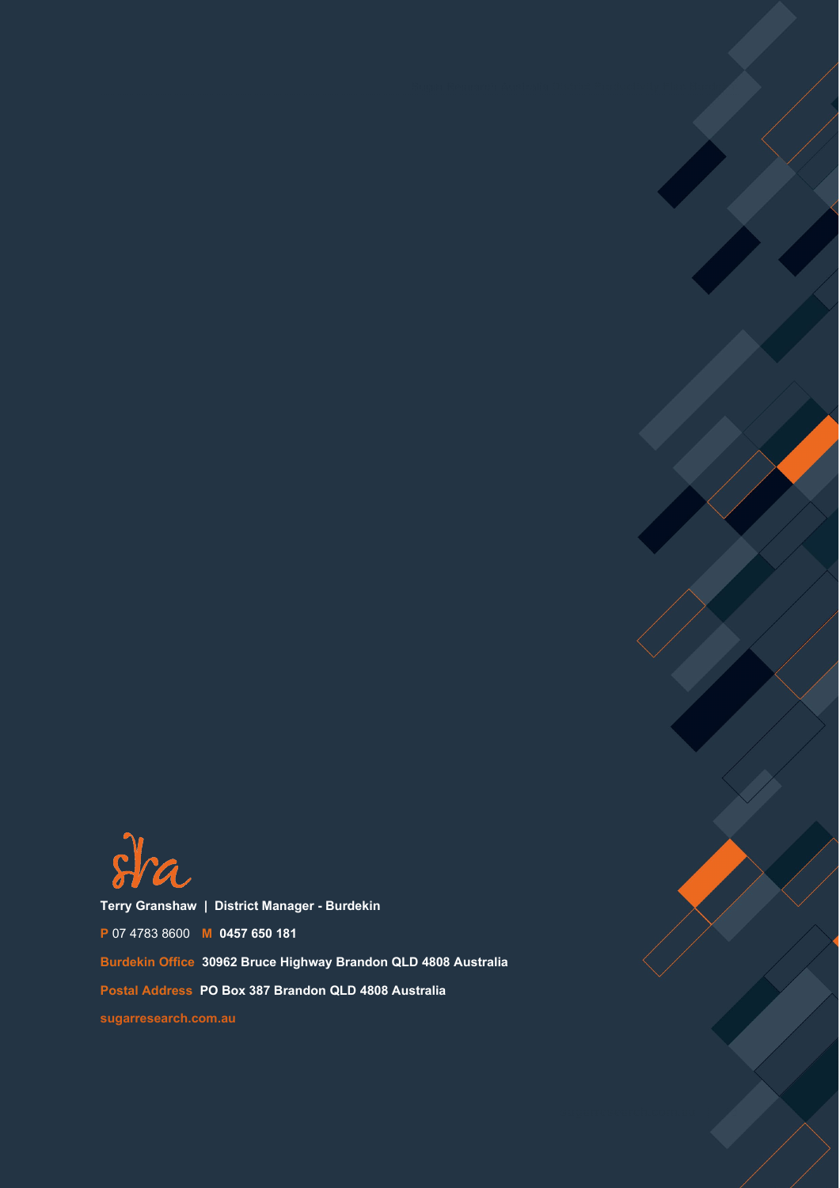sra

**Terry Granshaw | District Manager - Burdekin**

P 07 4783 8600 M **0457 650 181**

Burdekin Office **30962 Bruce Highway Brandon QLD 4808 Australia**

Postal Address **PO Box 387 Brandon QLD 4808 Australia**

sugarresearch.com.au